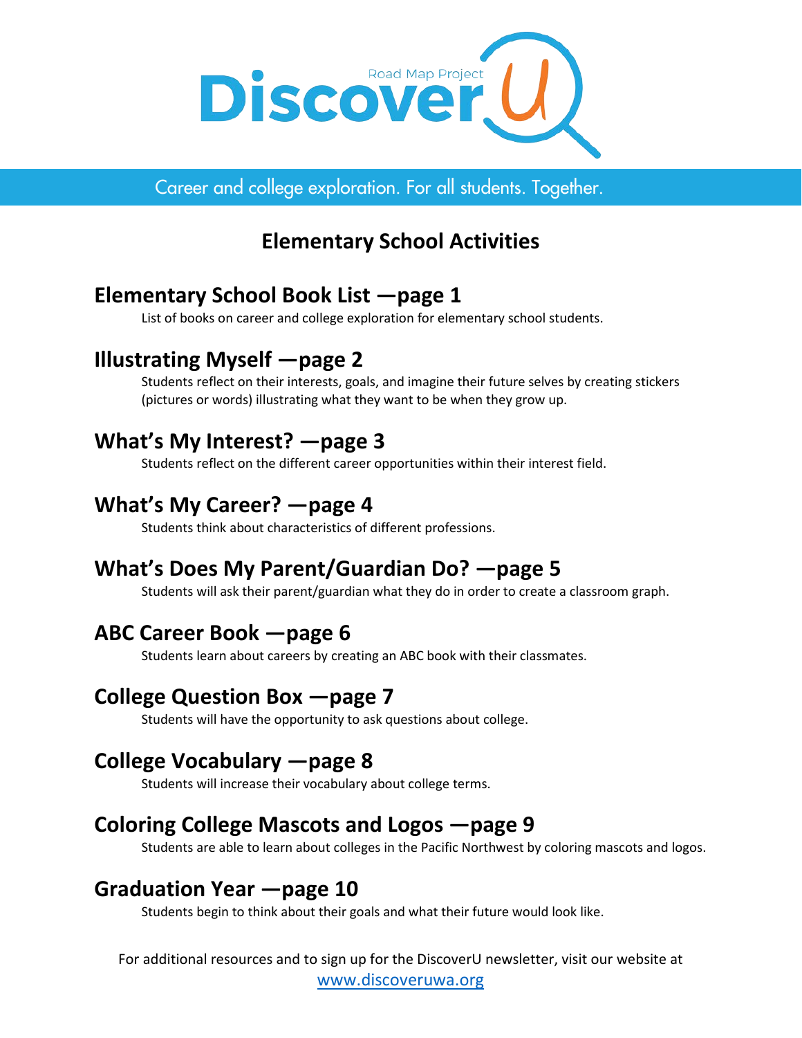DiscoverU

Road Map Project

Career and college exploration. For all students. Together.

# Elementary School Activities

## Elementary School Book List —page 1

List of books on career and college exploration for elementary school students.

## Illustrating Myself —page 2

Students reflect on their interests, goals, and imagine their future selves by creating stickers (pictures or words) illustrating what they want to be when they grow up.

## What's My Interest? —page 3

Students reflect on the different career opportunities within their interest field.

## What's My Career? —page 4

Students think about characteristics of different professions.

## What's Does My Parent/Guardian Do? —page 5

Students will ask their parent/guardian what they do in order to create a classroom graph.

## ABC Career Book —page 6

Students learn about careers by creating an ABC book with their classmates.

## College Question Box —page 7

Students will have the opportunity to ask questions about college.

## College Vocabulary —page 8

Students will increase their vocabulary about college terms.

## Coloring College Mascots and Logos —page 9

Students are able to learn about colleges in the Pacific Northwest by coloring mascots and logos.

## Graduation Year —page 10

Students begin to think about their goals and what their future would look like.

For additional resources and to sign up for the DiscoverU newsletter, visit our website at www.discoveruwa.org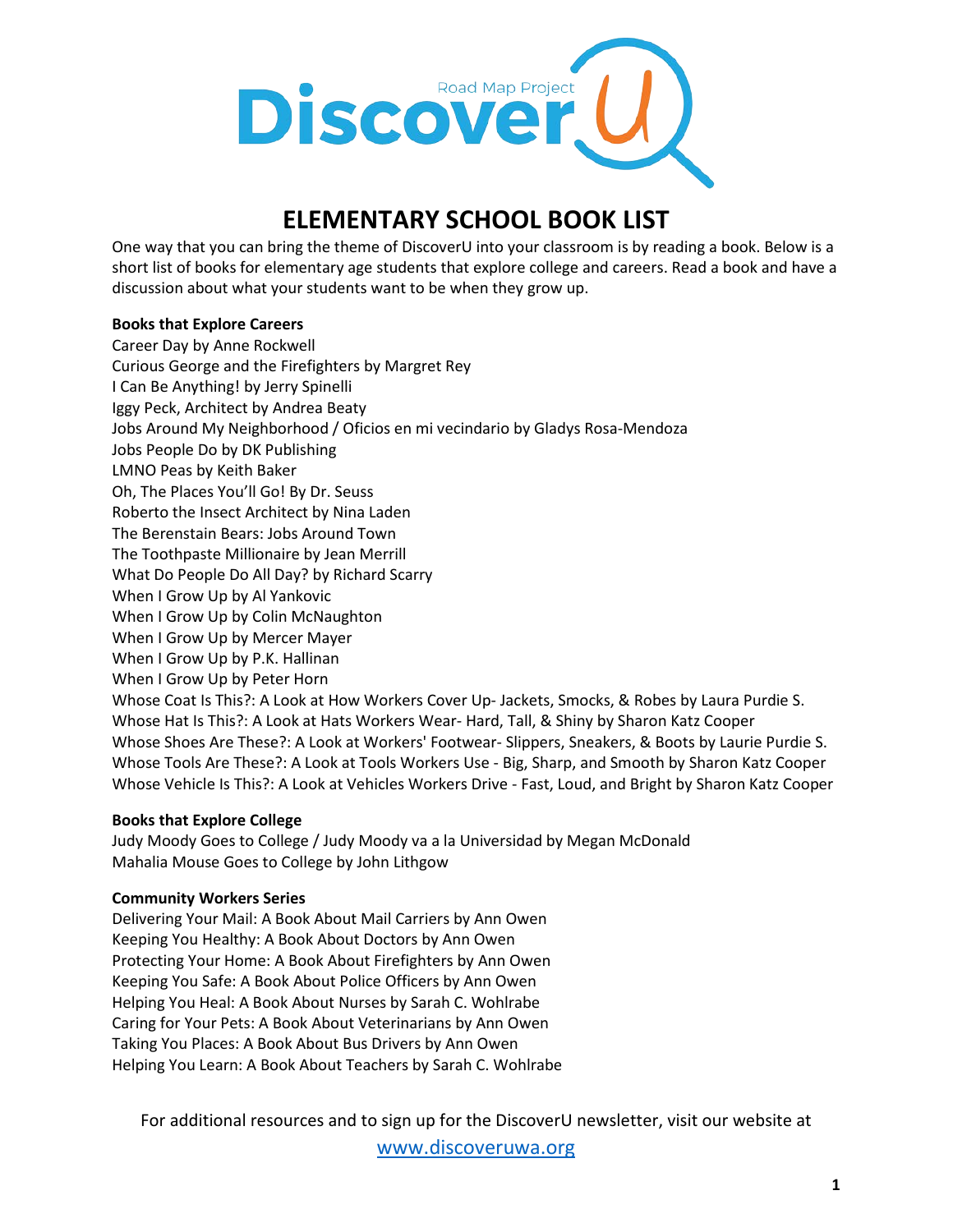# ELEMENTARY SCHOOL BOOK LIST

One way that you can bring the theme of DiscoverU into your classroom is by reading a book. Below is a short list of books for elementary age students that explore college and careers. Read a book and have a discussion about what your students want to be when they grow up.

**Books that Explore Careers**

Career Day by Anne Rockwell
Curious George and the Firefighters by Margret Rey
I Can Be Anything! by Jerry Spinelli
Iggy Peck, Architect by Andrea Beaty
Jobs Around My Neighborhood / Oficios en mi vecindario by Gladys Rosa-Mendoza
Jobs People Do by DK Publishing
LMNO Peas by Keith Baker
Oh, The Places You'll Go! By Dr. Seuss
Roberto the Insect Architect by Nina Laden
The Berenstain Bears: Jobs Around Town
The Toothpaste Millionaire by Jean Merrill
What Do People Do All Day? by Richard Scarry
When I Grow Up by Al Yankovic
When I Grow Up by Colin McNaughton
When I Grow Up by Mercer Mayer
When I Grow Up by P.K. Hallinan
When I Grow Up by Peter Horn
Whose Coat Is This?: A Look at How Workers Cover Up- Jackets, Smocks, & Robes by Laura Purdie S.
Whose Hat Is This?: A Look at Hats Workers Wear- Hard, Tall, & Shiny by Sharon Katz Cooper
Whose Shoes Are These?: A Look at Workers' Footwear- Slippers, Sneakers, & Boots by Laurie Purdie S.
Whose Tools Are These?: A Look at Tools Workers Use - Big, Sharp, and Smooth by Sharon Katz Cooper
Whose Vehicle Is This?: A Look at Vehicles Workers Drive - Fast, Loud, and Bright by Sharon Katz Cooper

**Books that Explore College**

Judy Moody Goes to College / Judy Moody va a la Universidad by Megan McDonald
Mahalia Mouse Goes to College by John Lithgow

**Community Workers Series**

Delivering Your Mail: A Book About Mail Carriers by Ann Owen
Keeping You Healthy: A Book About Doctors by Ann Owen
Protecting Your Home: A Book About Firefighters by Ann Owen
Keeping You Safe: A Book About Police Officers by Ann Owen
Helping You Heal: A Book About Nurses by Sarah C. Wohlrabe
Caring for Your Pets: A Book About Veterinarians by Ann Owen
Taking You Places: A Book About Bus Drivers by Ann Owen
Helping You Learn: A Book About Teachers by Sarah C. Wohlrabe

For additional resources and to sign up for the DiscoverU newsletter, visit our website at [www.discoveruwa.org](http://www.discoveruwa.org)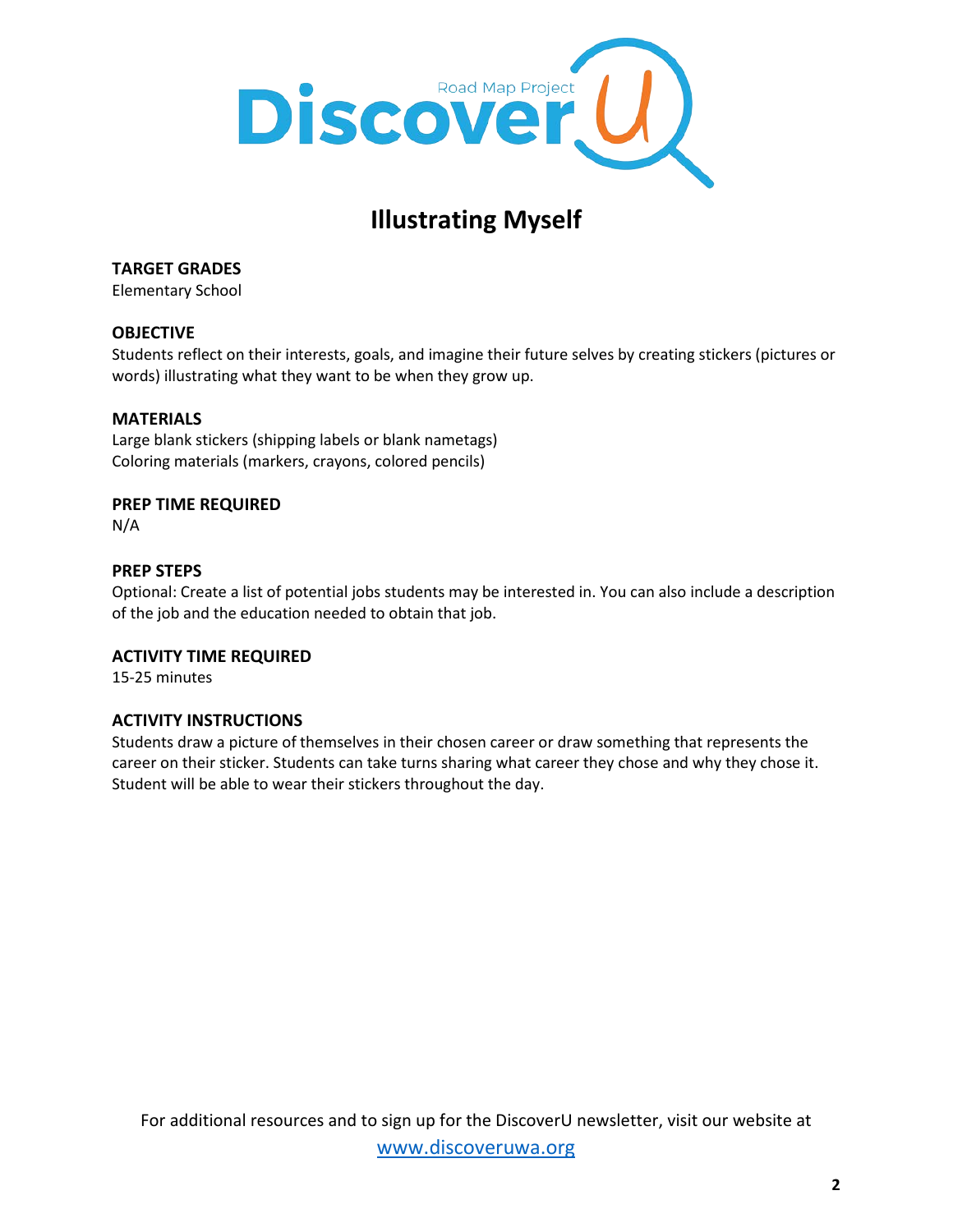# Illustrating Myself

**TARGET GRADES**
Elementary School

**OBJECTIVE**
Students reflect on their interests, goals, and imagine their future selves by creating stickers (pictures or words) illustrating what they want to be when they grow up.

**MATERIALS**
Large blank stickers (shipping labels or blank nametags)
Coloring materials (markers, crayons, colored pencils)

**PREP TIME REQUIRED**
N/A

**PREP STEPS**
Optional: Create a list of potential jobs students may be interested in. You can also include a description of the job and the education needed to obtain that job.

**ACTIVITY TIME REQUIRED**
15-25 minutes

**ACTIVITY INSTRUCTIONS**
Students draw a picture of themselves in their chosen career or draw something that represents the career on their sticker. Students can take turns sharing what career they chose and why they chose it. Student will be able to wear their stickers throughout the day.

For additional resources and to sign up for the DiscoverU newsletter, visit our website at [www.discoveruwa.org](http://www.discoveruwa.org)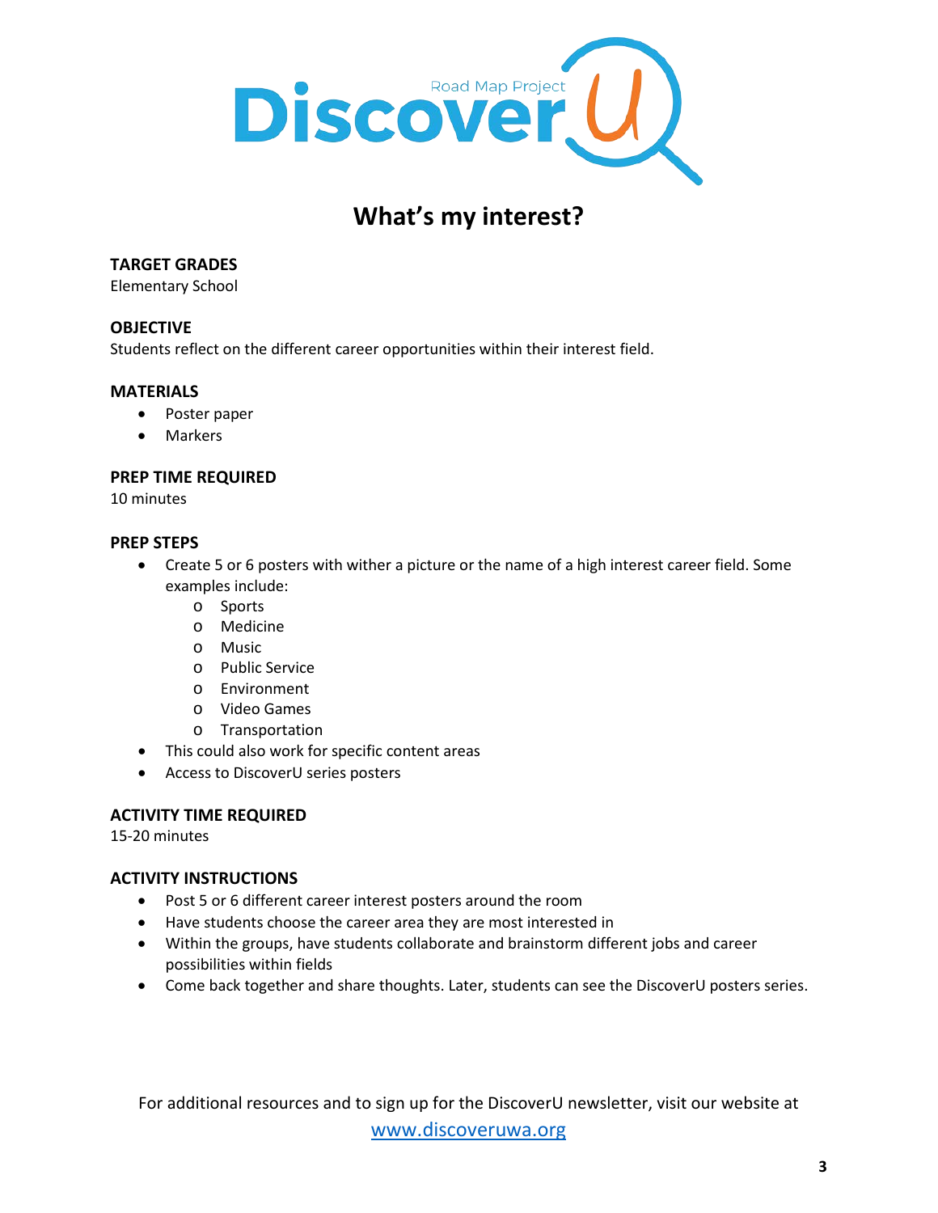# What's my interest?

**TARGET GRADES**
Elementary School

**OBJECTIVE**
Students reflect on the different career opportunities within their interest field.

**MATERIALS**
- Poster paper
- Markers

**PREP TIME REQUIRED**
10 minutes

**PREP STEPS**
- Create 5 or 6 posters with wither a picture or the name of a high interest career field. Some examples include:
  - Sports
  - Medicine
  - Music
  - Public Service
  - Environment
  - Video Games
  - Transportation
- This could also work for specific content areas
- Access to DiscoverU series posters

**ACTIVITY TIME REQUIRED**
15-20 minutes

**ACTIVITY INSTRUCTIONS**
- Post 5 or 6 different career interest posters around the room
- Have students choose the career area they are most interested in
- Within the groups, have students collaborate and brainstorm different jobs and career possibilities within fields
- Come back together and share thoughts. Later, students can see the DiscoverU posters series.

For additional resources and to sign up for the DiscoverU newsletter, visit our website at [www.discoveruwa.org](http://www.discoveruwa.org)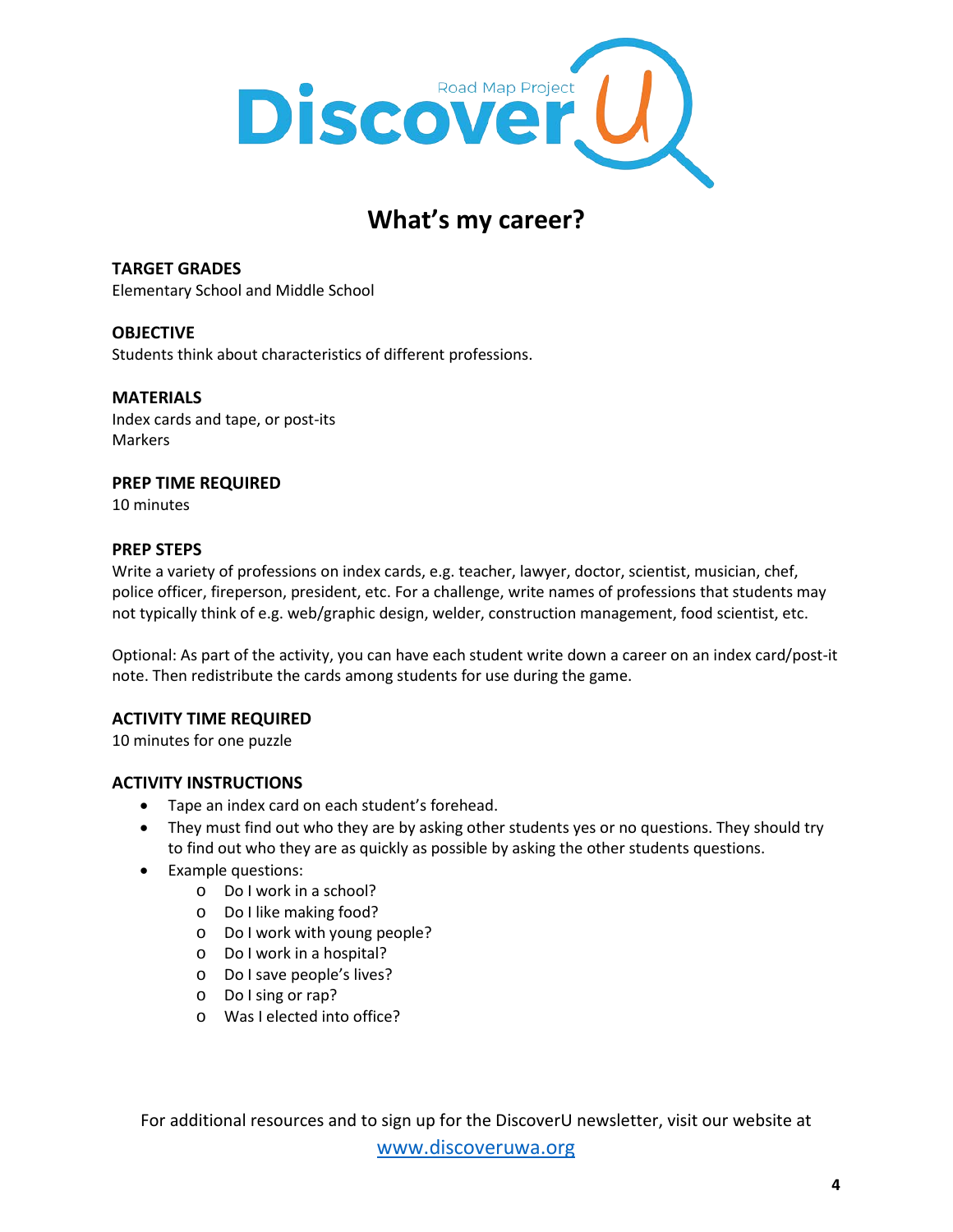# What's my career?

**TARGET GRADES**
Elementary School and Middle School

**OBJECTIVE**
Students think about characteristics of different professions.

**MATERIALS**
Index cards and tape, or post-its
Markers

**PREP TIME REQUIRED**
10 minutes

**PREP STEPS**
Write a variety of professions on index cards, e.g. teacher, lawyer, doctor, scientist, musician, chef, police officer, fireperson, president, etc. For a challenge, write names of professions that students may not typically think of e.g. web/graphic design, welder, construction management, food scientist, etc.

Optional: As part of the activity, you can have each student write down a career on an index card/post-it note. Then redistribute the cards among students for use during the game.

**ACTIVITY TIME REQUIRED**
10 minutes for one puzzle

**ACTIVITY INSTRUCTIONS**

- Tape an index card on each student's forehead.
- They must find out who they are by asking other students yes or no questions. They should try to find out who they are as quickly as possible by asking the other students questions.
- Example questions:
  - Do I work in a school?
  - Do I like making food?
  - Do I work with young people?
  - Do I work in a hospital?
  - Do I save people's lives?
  - Do I sing or rap?
  - Was I elected into office?

For additional resources and to sign up for the DiscoverU newsletter, visit our website at [www.discoveruwa.org](http://www.discoveruwa.org)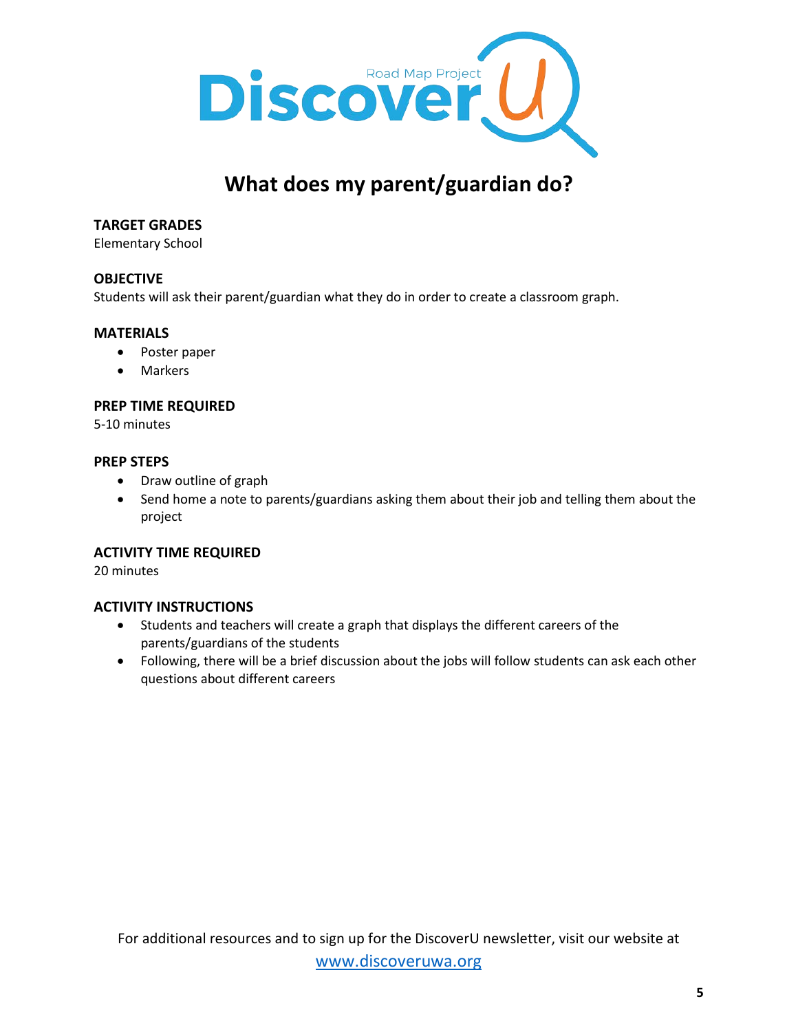# What does my parent/guardian do?

**TARGET GRADES**

Elementary School

**OBJECTIVE**

Students will ask their parent/guardian what they do in order to create a classroom graph.

**MATERIALS**

- Poster paper
- Markers

**PREP TIME REQUIRED**

5-10 minutes

**PREP STEPS**

- Draw outline of graph
- Send home a note to parents/guardians asking them about their job and telling them about the project

**ACTIVITY TIME REQUIRED**

20 minutes

**ACTIVITY INSTRUCTIONS**

- Students and teachers will create a graph that displays the different careers of the parents/guardians of the students
- Following, there will be a brief discussion about the jobs will follow students can ask each other questions about different careers

For additional resources and to sign up for the DiscoverU newsletter, visit our website at [www.discoveruwa.org](http://www.discoveruwa.org)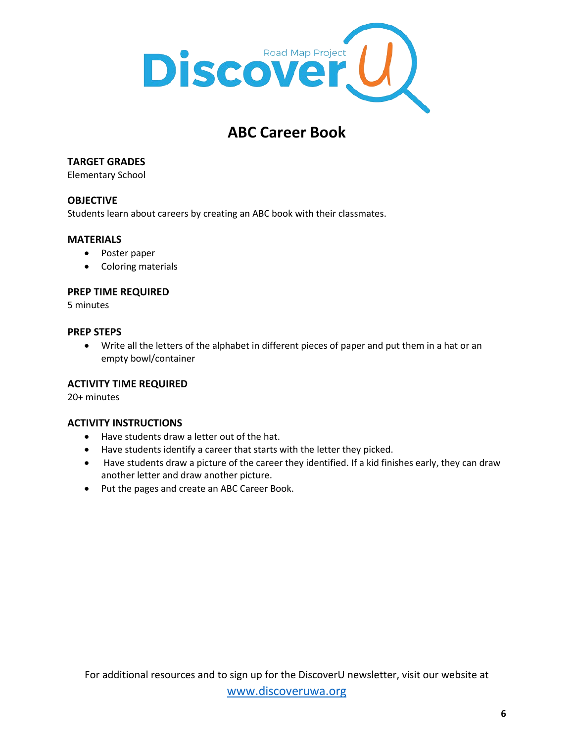# ABC Career Book

**TARGET GRADES**
Elementary School

**OBJECTIVE**
Students learn about careers by creating an ABC book with their classmates.

**MATERIALS**
- Poster paper
- Coloring materials

**PREP TIME REQUIRED**
5 minutes

**PREP STEPS**
- Write all the letters of the alphabet in different pieces of paper and put them in a hat or an empty bowl/container

**ACTIVITY TIME REQUIRED**
20+ minutes

**ACTIVITY INSTRUCTIONS**
- Have students draw a letter out of the hat.
- Have students identify a career that starts with the letter they picked.
- Have students draw a picture of the career they identified. If a kid finishes early, they can draw another letter and draw another picture.
- Put the pages and create an ABC Career Book.

For additional resources and to sign up for the DiscoverU newsletter, visit our website at www.discoveruwa.org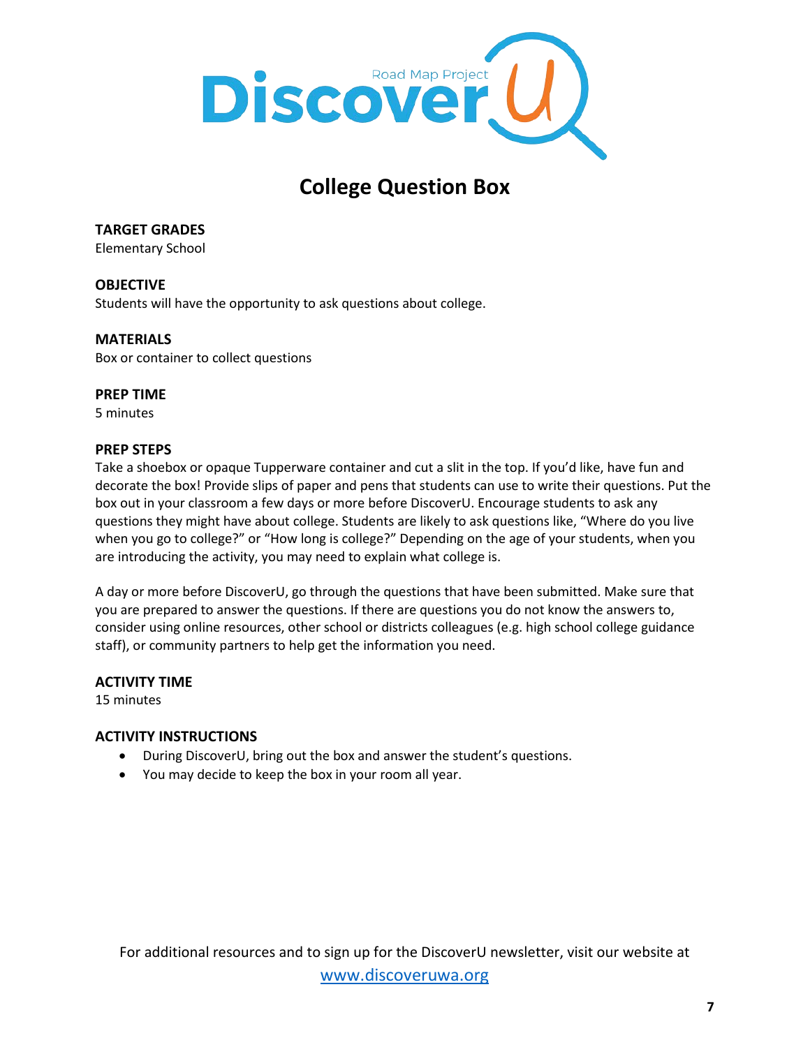# College Question Box

**TARGET GRADES**
Elementary School

**OBJECTIVE**
Students will have the opportunity to ask questions about college.

**MATERIALS**
Box or container to collect questions

**PREP TIME**
5 minutes

**PREP STEPS**
Take a shoebox or opaque Tupperware container and cut a slit in the top. If you'd like, have fun and decorate the box! Provide slips of paper and pens that students can use to write their questions. Put the box out in your classroom a few days or more before DiscoverU. Encourage students to ask any questions they might have about college. Students are likely to ask questions like, "Where do you live when you go to college?" or "How long is college?" Depending on the age of your students, when you are introducing the activity, you may need to explain what college is.

A day or more before DiscoverU, go through the questions that have been submitted. Make sure that you are prepared to answer the questions. If there are questions you do not know the answers to, consider using online resources, other school or districts colleagues (e.g. high school college guidance staff), or community partners to help get the information you need.

**ACTIVITY TIME**
15 minutes

**ACTIVITY INSTRUCTIONS**

- During DiscoverU, bring out the box and answer the student's questions.
- You may decide to keep the box in your room all year.

For additional resources and to sign up for the DiscoverU newsletter, visit our website at [www.discoveruwa.org](http://www.discoveruwa.org)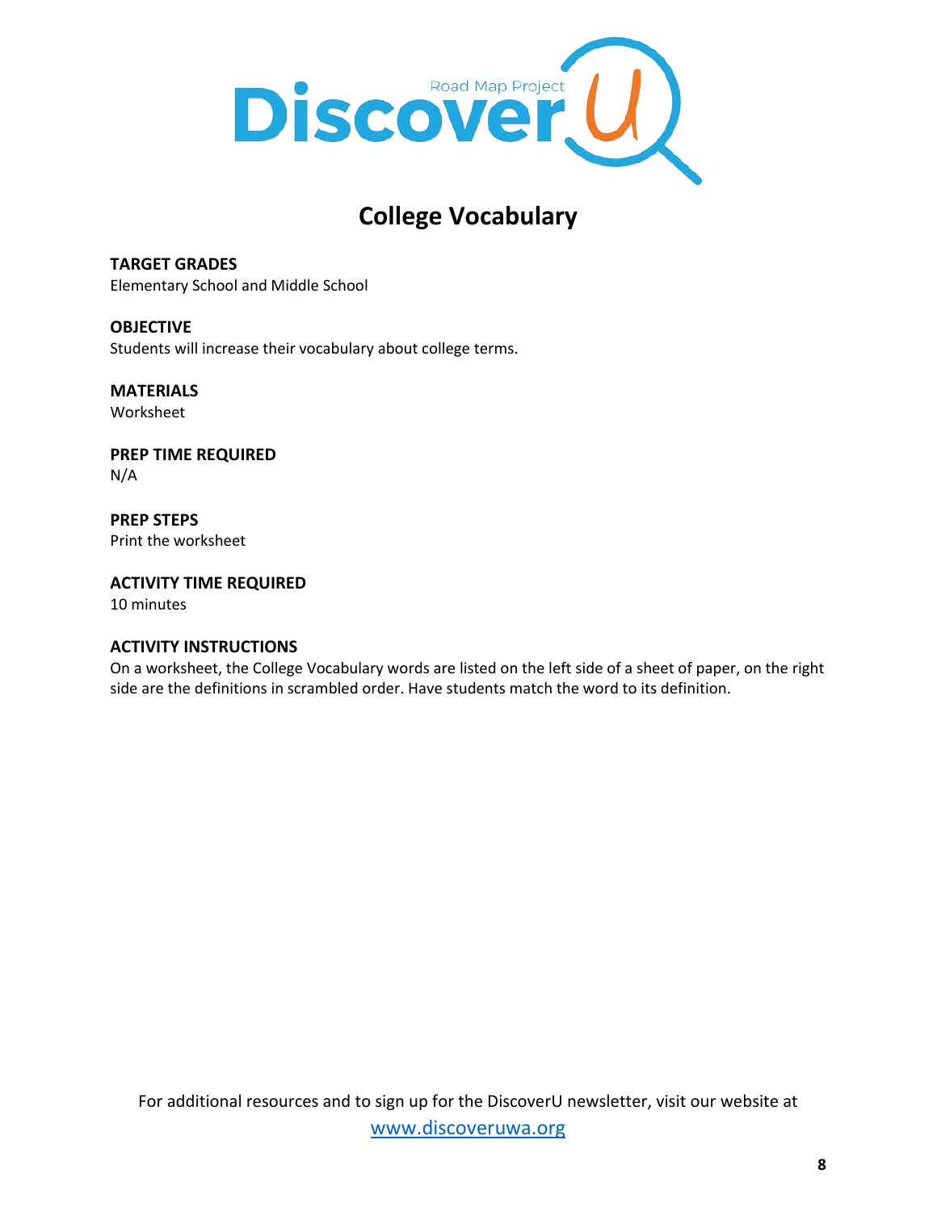# College Vocabulary

**TARGET GRADES**
Elementary School and Middle School

**OBJECTIVE**
Students will increase their vocabulary about college terms.

**MATERIALS**
Worksheet

**PREP TIME REQUIRED**
N/A

**PREP STEPS**
Print the worksheet

**ACTIVITY TIME REQUIRED**
10 minutes

**ACTIVITY INSTRUCTIONS**
On a worksheet, the College Vocabulary words are listed on the left side of a sheet of paper, on the right side are the definitions in scrambled order. Have students match the word to its definition.

For additional resources and to sign up for the DiscoverU newsletter, visit our website at www.discoveruwa.org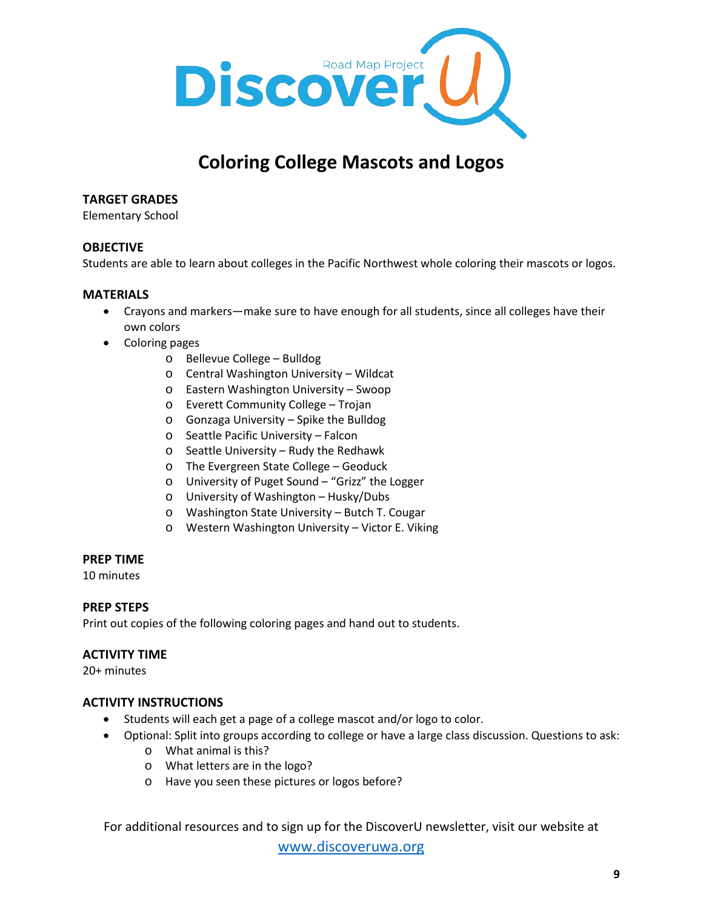# Coloring College Mascots and Logos

**TARGET GRADES**
Elementary School

**OBJECTIVE**
Students are able to learn about colleges in the Pacific Northwest whole coloring their mascots or logos.

**MATERIALS**

- Crayons and markers—make sure to have enough for all students, since all colleges have their own colors
- Coloring pages
    - Bellevue College – Bulldog
    - Central Washington University – Wildcat
    - Eastern Washington University – Swoop
    - Everett Community College – Trojan
    - Gonzaga University – Spike the Bulldog
    - Seattle Pacific University – Falcon
    - Seattle University – Rudy the Redhawk
    - The Evergreen State College – Geoduck
    - University of Puget Sound – "Grizz" the Logger
    - University of Washington – Husky/Dubs
    - Washington State University – Butch T. Cougar
    - Western Washington University – Victor E. Viking

**PREP TIME**
10 minutes

**PREP STEPS**
Print out copies of the following coloring pages and hand out to students.

**ACTIVITY TIME**
20+ minutes

**ACTIVITY INSTRUCTIONS**

- Students will each get a page of a college mascot and/or logo to color.
- Optional: Split into groups according to college or have a large class discussion. Questions to ask:
    - What animal is this?
    - What letters are in the logo?
    - Have you seen these pictures or logos before?

For additional resources and to sign up for the DiscoverU newsletter, visit our website at [www.discoveruwa.org](http://www.discoveruwa.org)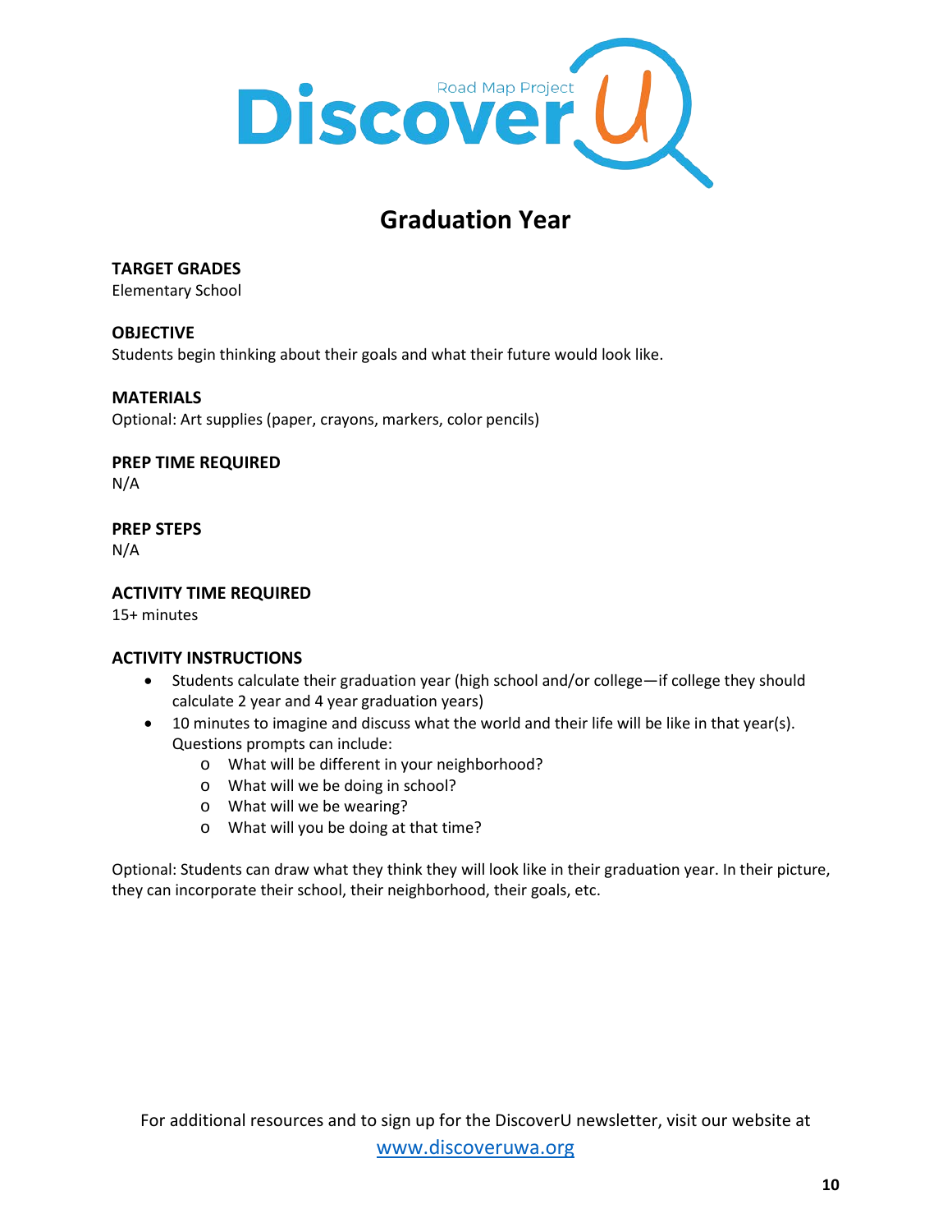# Graduation Year

**TARGET GRADES**
Elementary School

**OBJECTIVE**
Students begin thinking about their goals and what their future would look like.

**MATERIALS**
Optional: Art supplies (paper, crayons, markers, color pencils)

**PREP TIME REQUIRED**
N/A

**PREP STEPS**
N/A

**ACTIVITY TIME REQUIRED**
15+ minutes

**ACTIVITY INSTRUCTIONS**

- Students calculate their graduation year (high school and/or college—if college they should calculate 2 year and 4 year graduation years)
- 10 minutes to imagine and discuss what the world and their life will be like in that year(s). Questions prompts can include:
  - What will be different in your neighborhood?
  - What will we be doing in school?
  - What will we be wearing?
  - What will you be doing at that time?

Optional: Students can draw what they think they will look like in their graduation year. In their picture, they can incorporate their school, their neighborhood, their goals, etc.

For additional resources and to sign up for the DiscoverU newsletter, visit our website at www.discoveruwa.org